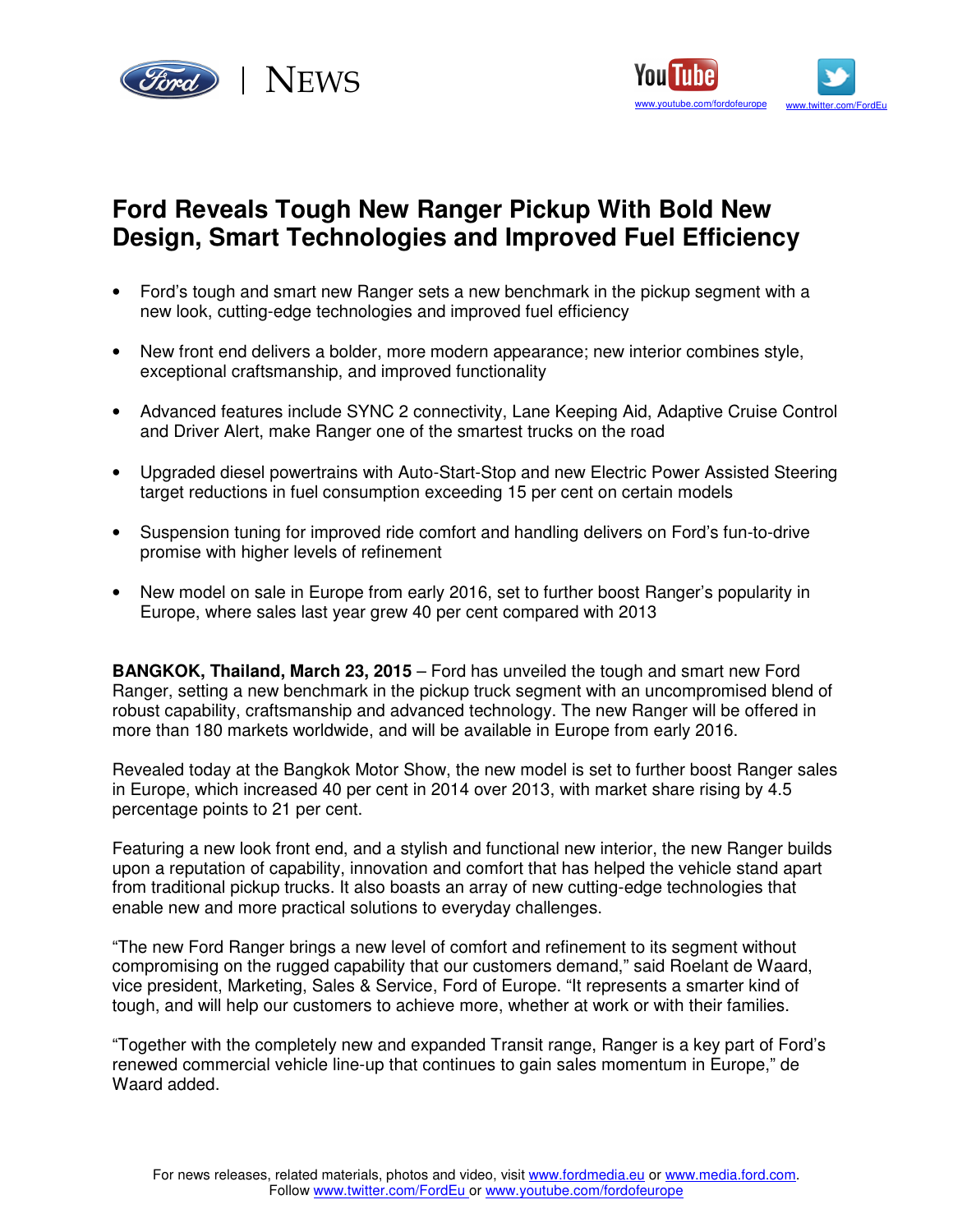# Ford Reveals Tough New Ranger Pickup With Bold New Design, Smart Technologies and Improved Fuel Efficiency

- Ford's tough and smart new Ranger sets a new benchmark in the pickup segment with a new look, cutting-edge technologies and improved fuel efficiency
- New front end delivers a bolder, more modern appearance; new interior combines style, exceptional craftsmanship, and improved functionality
- Advanced features include SYNC 2 connectivity, Lane Keeping Aid, Adaptive Cruise Control and Driver Alert, make Ranger one of the smartest trucks on the road
- Upgraded diesel powertrains with Auto-Start-Stop and new Electric Power Assisted Steering target reductions in fuel consumption exceeding 15 per cent on certain models
- Suspension tuning for improved ride comfort and handling delivers on Ford's fun-to-drive promise with higher levels of refinement
- New model on sale in Europe from early 2016, set to further boost Ranger's popularity in Europe, where sales last year grew 40 per cent compared with 2013

**BANGKOK, Thailand, March 23, 2015** – Ford has unveiled the tough and smart new Ford Ranger, setting a new benchmark in the pickup truck segment with an uncompromised blend of robust capability, craftsmanship and advanced technology. The new Ranger will be offered in more than 180 markets worldwide, and will be available in Europe from early 2016.

Revealed today at the Bangkok Motor Show, the new model is set to further boost Ranger sales in Europe, which increased 40 per cent in 2014 over 2013, with market share rising by 4.5 percentage points to 21 per cent.

Featuring a new look front end, and a stylish and functional new interior, the new Ranger builds upon a reputation of capability, innovation and comfort that has helped the vehicle stand apart from traditional pickup trucks. It also boasts an array of new cutting-edge technologies that enable new and more practical solutions to everyday challenges.

"The new Ford Ranger brings a new level of comfort and refinement to its segment without compromising on the rugged capability that our customers demand," said Roelant de Waard, vice president, Marketing, Sales & Service, Ford of Europe. "It represents a smarter kind of tough, and will help our customers to achieve more, whether at work or with their families.

"Together with the completely new and expanded Transit range, Ranger is a key part of Ford's renewed commercial vehicle line-up that continues to gain sales momentum in Europe," de Waard added.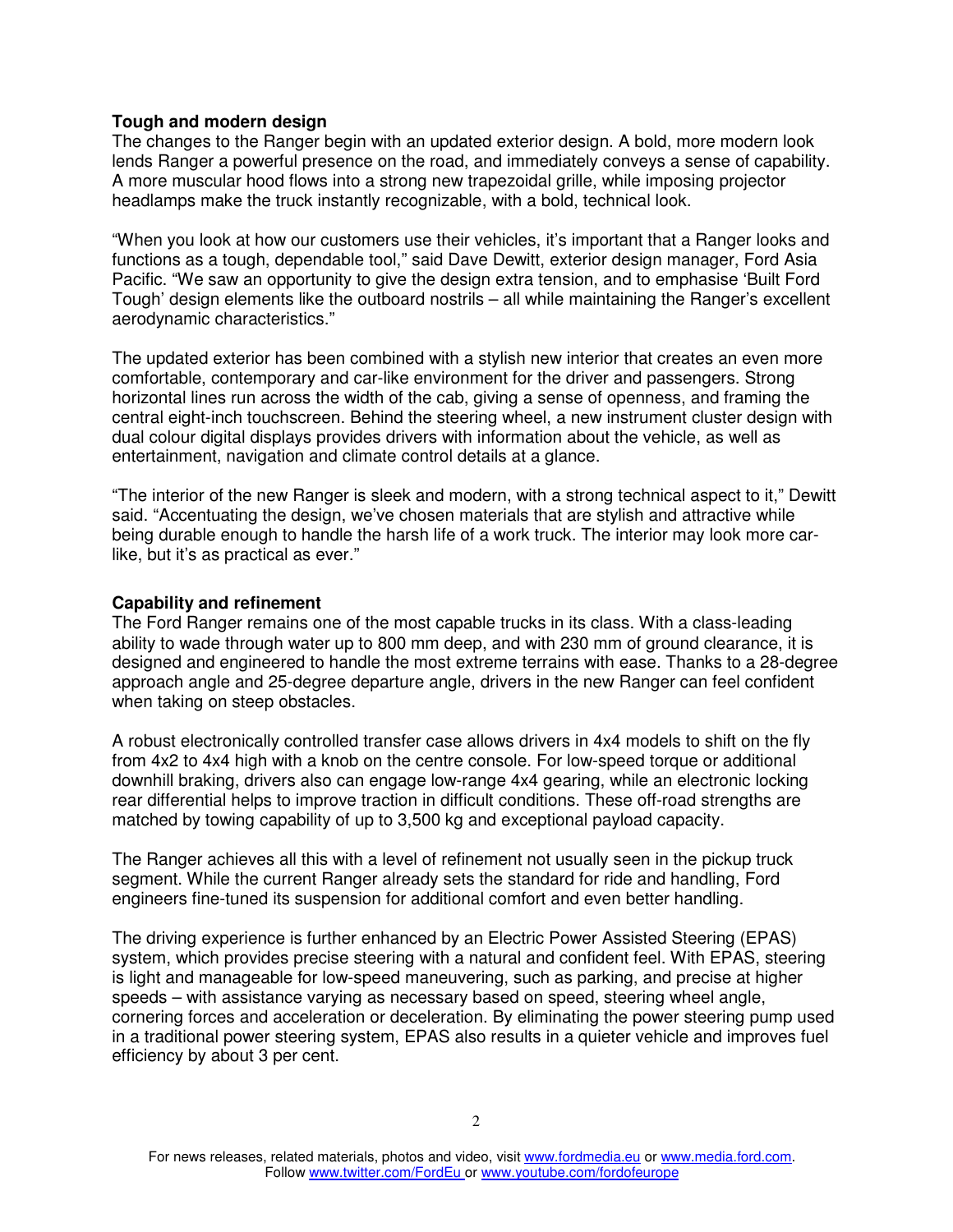**Tough and modern design**

The changes to the Ranger begin with an updated exterior design. A bold, more modern look lends Ranger a powerful presence on the road, and immediately conveys a sense of capability. A more muscular hood flows into a strong new trapezoidal grille, while imposing projector headlamps make the truck instantly recognizable, with a bold, technical look.

"When you look at how our customers use their vehicles, it's important that a Ranger looks and functions as a tough, dependable tool," said Dave Dewitt, exterior design manager, Ford Asia Pacific. "We saw an opportunity to give the design extra tension, and to emphasise 'Built Ford Tough' design elements like the outboard nostrils – all while maintaining the Ranger's excellent aerodynamic characteristics."

The updated exterior has been combined with a stylish new interior that creates an even more comfortable, contemporary and car-like environment for the driver and passengers. Strong horizontal lines run across the width of the cab, giving a sense of openness, and framing the central eight-inch touchscreen. Behind the steering wheel, a new instrument cluster design with dual colour digital displays provides drivers with information about the vehicle, as well as entertainment, navigation and climate control details at a glance.

"The interior of the new Ranger is sleek and modern, with a strong technical aspect to it," Dewitt said. "Accentuating the design, we've chosen materials that are stylish and attractive while being durable enough to handle the harsh life of a work truck. The interior may look more car-like, but it's as practical as ever."

**Capability and refinement**

The Ford Ranger remains one of the most capable trucks in its class. With a class-leading ability to wade through water up to 800 mm deep, and with 230 mm of ground clearance, it is designed and engineered to handle the most extreme terrains with ease. Thanks to a 28-degree approach angle and 25-degree departure angle, drivers in the new Ranger can feel confident when taking on steep obstacles.

A robust electronically controlled transfer case allows drivers in 4x4 models to shift on the fly from 4x2 to 4x4 high with a knob on the centre console. For low-speed torque or additional downhill braking, drivers also can engage low-range 4x4 gearing, while an electronic locking rear differential helps to improve traction in difficult conditions. These off-road strengths are matched by towing capability of up to 3,500 kg and exceptional payload capacity.

The Ranger achieves all this with a level of refinement not usually seen in the pickup truck segment. While the current Ranger already sets the standard for ride and handling, Ford engineers fine-tuned its suspension for additional comfort and even better handling.

The driving experience is further enhanced by an Electric Power Assisted Steering (EPAS) system, which provides precise steering with a natural and confident feel. With EPAS, steering is light and manageable for low-speed maneuvering, such as parking, and precise at higher speeds – with assistance varying as necessary based on speed, steering wheel angle, cornering forces and acceleration or deceleration. By eliminating the power steering pump used in a traditional power steering system, EPAS also results in a quieter vehicle and improves fuel efficiency by about 3 per cent.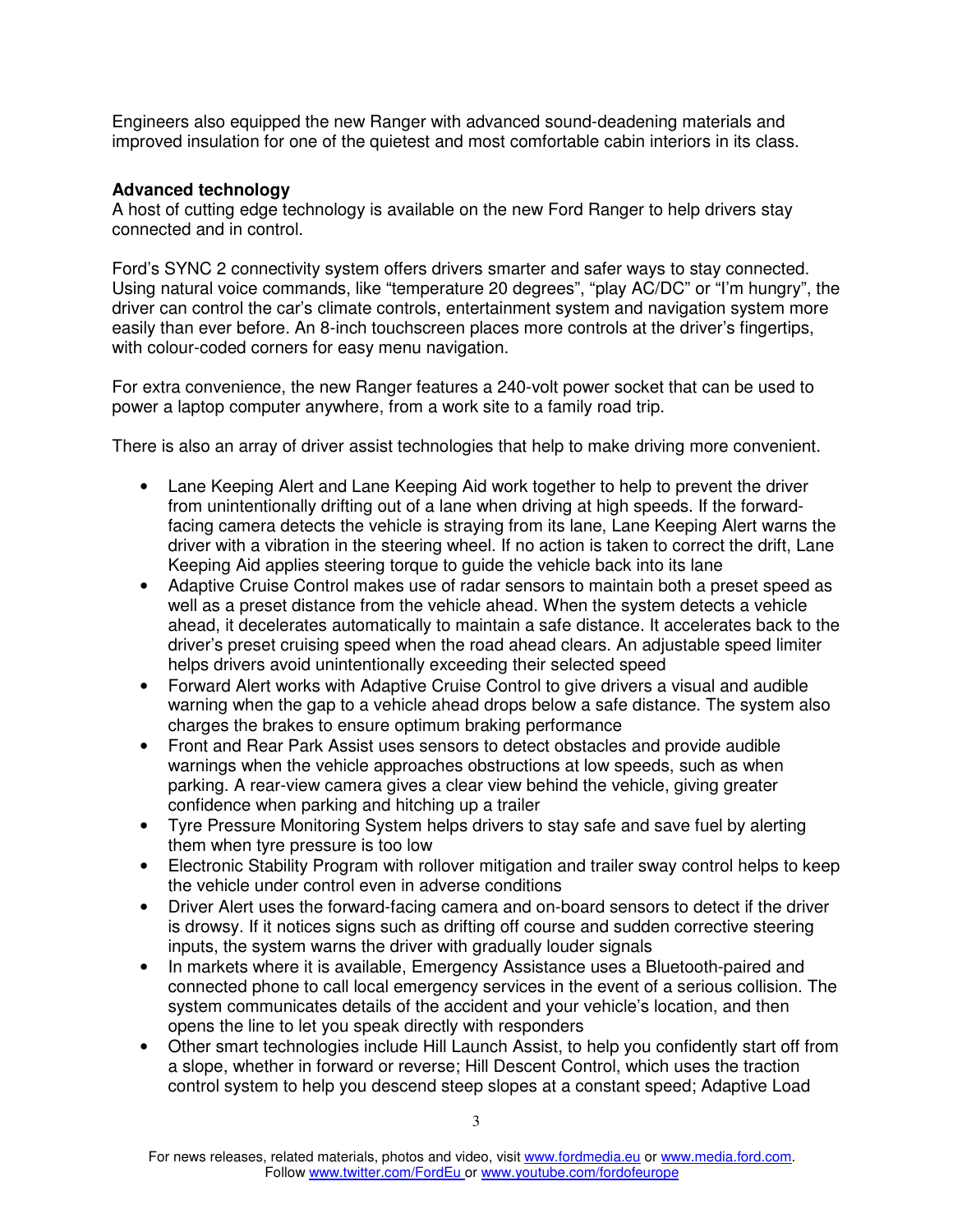Engineers also equipped the new Ranger with advanced sound-deadening materials and improved insulation for one of the quietest and most comfortable cabin interiors in its class.

**Advanced technology**

A host of cutting edge technology is available on the new Ford Ranger to help drivers stay connected and in control.

Ford's SYNC 2 connectivity system offers drivers smarter and safer ways to stay connected. Using natural voice commands, like "temperature 20 degrees", "play AC/DC" or "I'm hungry", the driver can control the car's climate controls, entertainment system and navigation system more easily than ever before. An 8-inch touchscreen places more controls at the driver's fingertips, with colour-coded corners for easy menu navigation.

For extra convenience, the new Ranger features a 240-volt power socket that can be used to power a laptop computer anywhere, from a work site to a family road trip.

There is also an array of driver assist technologies that help to make driving more convenient.

- Lane Keeping Alert and Lane Keeping Aid work together to help to prevent the driver from unintentionally drifting out of a lane when driving at high speeds. If the forward-facing camera detects the vehicle is straying from its lane, Lane Keeping Alert warns the driver with a vibration in the steering wheel. If no action is taken to correct the drift, Lane Keeping Aid applies steering torque to guide the vehicle back into its lane
- Adaptive Cruise Control makes use of radar sensors to maintain both a preset speed as well as a preset distance from the vehicle ahead. When the system detects a vehicle ahead, it decelerates automatically to maintain a safe distance. It accelerates back to the driver's preset cruising speed when the road ahead clears. An adjustable speed limiter helps drivers avoid unintentionally exceeding their selected speed
- Forward Alert works with Adaptive Cruise Control to give drivers a visual and audible warning when the gap to a vehicle ahead drops below a safe distance. The system also charges the brakes to ensure optimum braking performance
- Front and Rear Park Assist uses sensors to detect obstacles and provide audible warnings when the vehicle approaches obstructions at low speeds, such as when parking. A rear-view camera gives a clear view behind the vehicle, giving greater confidence when parking and hitching up a trailer
- Tyre Pressure Monitoring System helps drivers to stay safe and save fuel by alerting them when tyre pressure is too low
- Electronic Stability Program with rollover mitigation and trailer sway control helps to keep the vehicle under control even in adverse conditions
- Driver Alert uses the forward-facing camera and on-board sensors to detect if the driver is drowsy. If it notices signs such as drifting off course and sudden corrective steering inputs, the system warns the driver with gradually louder signals
- In markets where it is available, Emergency Assistance uses a Bluetooth-paired and connected phone to call local emergency services in the event of a serious collision. The system communicates details of the accident and your vehicle's location, and then opens the line to let you speak directly with responders
- Other smart technologies include Hill Launch Assist, to help you confidently start off from a slope, whether in forward or reverse; Hill Descent Control, which uses the traction control system to help you descend steep slopes at a constant speed; Adaptive Load

For news releases, related materials, photos and video, visit www.fordmedia.eu or www.media.ford.com.
Follow www.twitter.com/FordEu or www.youtube.com/fordofeurope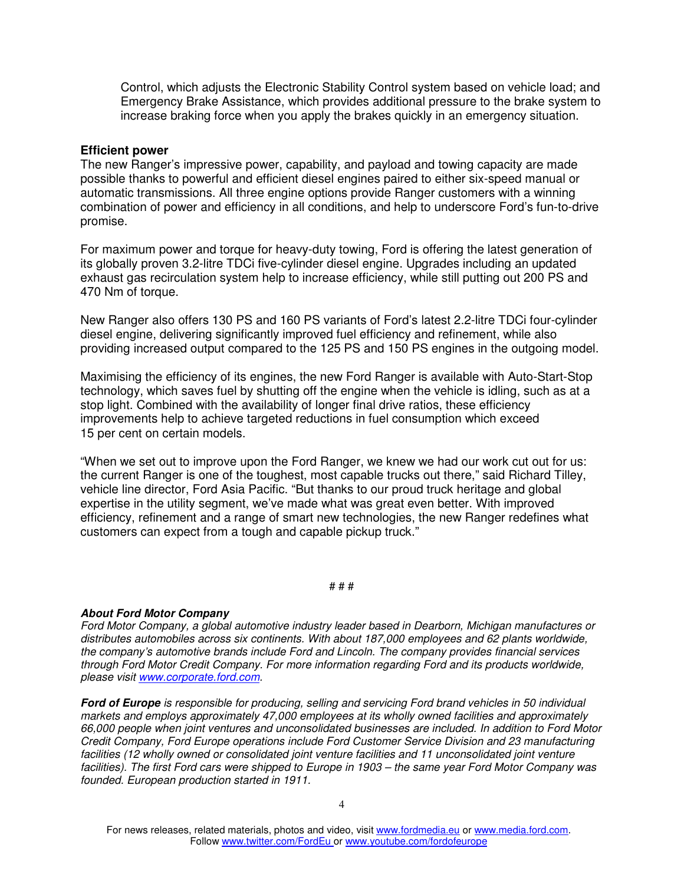Control, which adjusts the Electronic Stability Control system based on vehicle load; and Emergency Brake Assistance, which provides additional pressure to the brake system to increase braking force when you apply the brakes quickly in an emergency situation.

**Efficient power**

The new Ranger's impressive power, capability, and payload and towing capacity are made possible thanks to powerful and efficient diesel engines paired to either six-speed manual or automatic transmissions. All three engine options provide Ranger customers with a winning combination of power and efficiency in all conditions, and help to underscore Ford's fun-to-drive promise.

For maximum power and torque for heavy-duty towing, Ford is offering the latest generation of its globally proven 3.2-litre TDCi five-cylinder diesel engine. Upgrades including an updated exhaust gas recirculation system help to increase efficiency, while still putting out 200 PS and 470 Nm of torque.

New Ranger also offers 130 PS and 160 PS variants of Ford's latest 2.2-litre TDCi four-cylinder diesel engine, delivering significantly improved fuel efficiency and refinement, while also providing increased output compared to the 125 PS and 150 PS engines in the outgoing model.

Maximising the efficiency of its engines, the new Ford Ranger is available with Auto-Start-Stop technology, which saves fuel by shutting off the engine when the vehicle is idling, such as at a stop light. Combined with the availability of longer final drive ratios, these efficiency improvements help to achieve targeted reductions in fuel consumption which exceed 15 per cent on certain models.

"When we set out to improve upon the Ford Ranger, we knew we had our work cut out for us: the current Ranger is one of the toughest, most capable trucks out there," said Richard Tilley, vehicle line director, Ford Asia Pacific. "But thanks to our proud truck heritage and global expertise in the utility segment, we've made what was great even better. With improved efficiency, refinement and a range of smart new technologies, the new Ranger redefines what customers can expect from a tough and capable pickup truck."

# # #

***About Ford Motor Company***
*Ford Motor Company, a global automotive industry leader based in Dearborn, Michigan manufactures or distributes automobiles across six continents. With about 187,000 employees and 62 plants worldwide, the company's automotive brands include Ford and Lincoln. The company provides financial services through Ford Motor Credit Company. For more information regarding Ford and its products worldwide, please visit www.corporate.ford.com.*

***Ford of Europe*** *is responsible for producing, selling and servicing Ford brand vehicles in 50 individual markets and employs approximately 47,000 employees at its wholly owned facilities and approximately 66,000 people when joint ventures and unconsolidated businesses are included. In addition to Ford Motor Credit Company, Ford Europe operations include Ford Customer Service Division and 23 manufacturing facilities (12 wholly owned or consolidated joint venture facilities and 11 unconsolidated joint venture facilities). The first Ford cars were shipped to Europe in 1903 – the same year Ford Motor Company was founded. European production started in 1911.*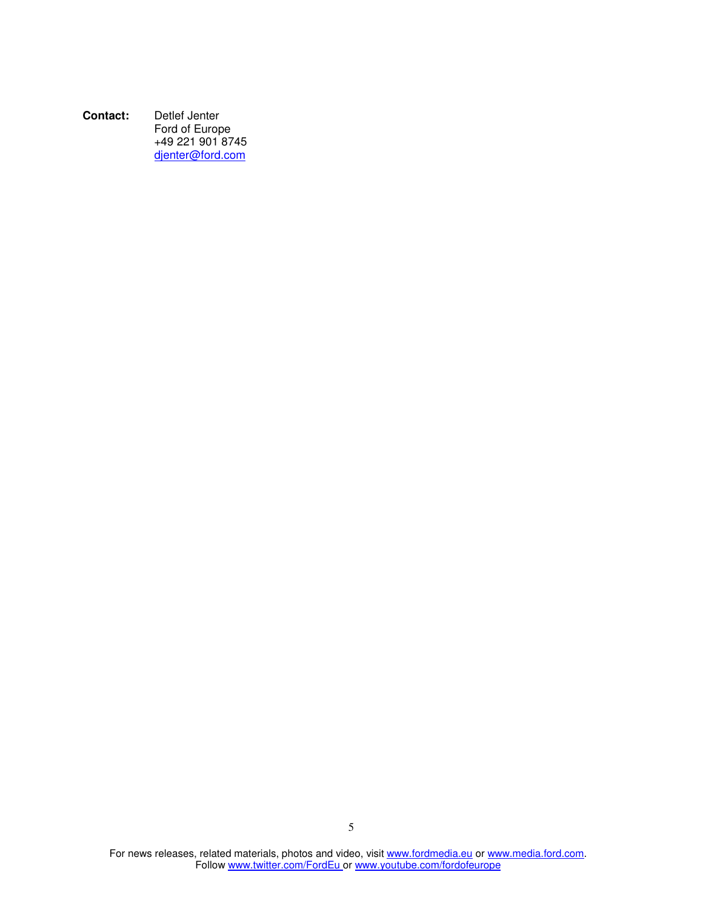**Contact:** Detlef Jenter
Ford of Europe
+49 221 901 8745
djenter@ford.com

For news releases, related materials, photos and video, visit www.fordmedia.eu or www.media.ford.com.
Follow www.twitter.com/FordEu or www.youtube.com/fordofeurope